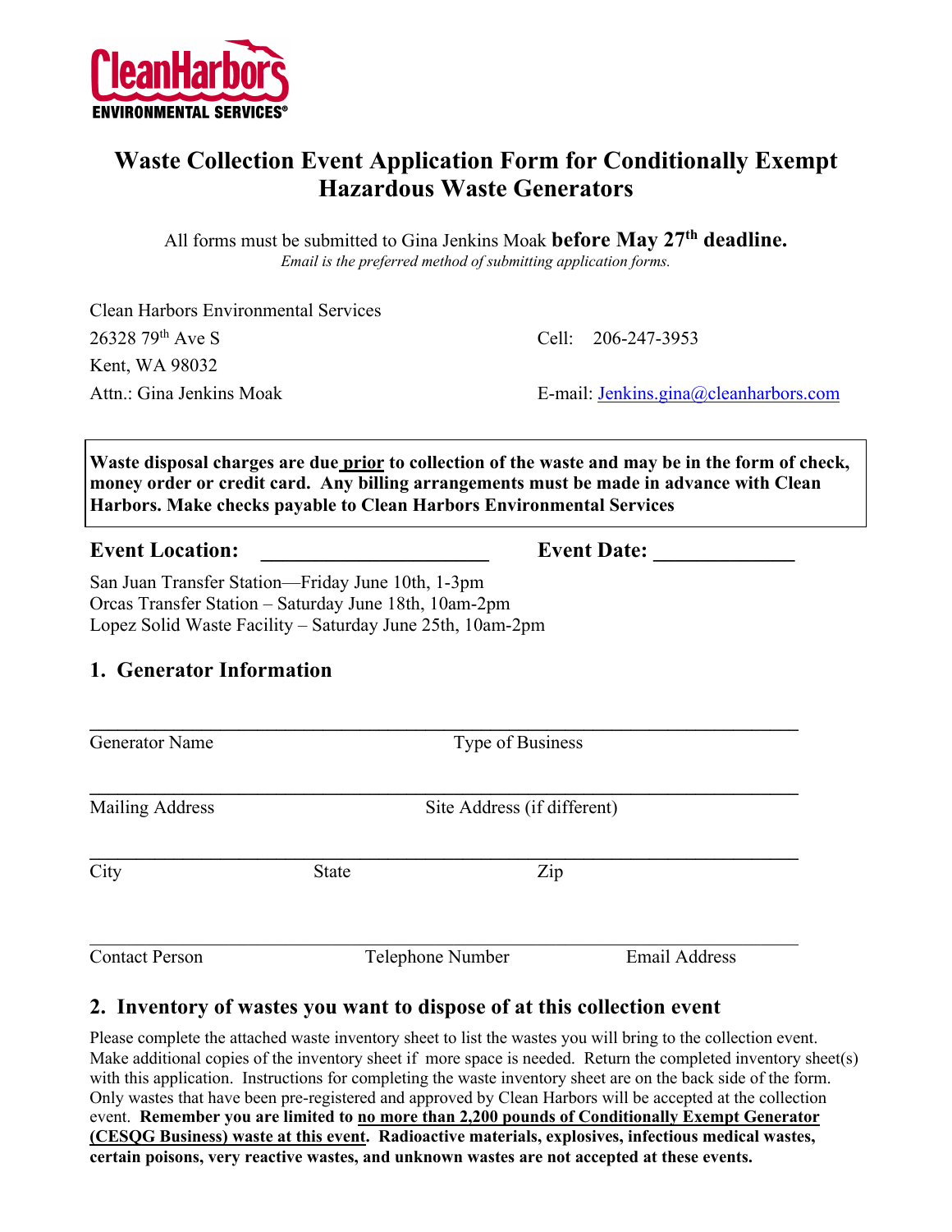CleanHarbors ENVIRONMENTAL SERVICES®

# Waste Collection Event Application Form for Conditionally Exempt Hazardous Waste Generators

All forms must be submitted to Gina Jenkins Moak **before May 27th deadline.**
*Email is the preferred method of submitting application forms.*

Clean Harbors Environmental Services
26328 79th Ave S
Kent, WA 98032
Attn.: Gina Jenkins Moak

Cell: 206-247-3953
E-mail: Jenkins.gina@cleanharbors.com

**Waste disposal charges are due prior to collection of the waste and may be in the form of check, money order or credit card. Any billing arrangements must be made in advance with Clean Harbors. Make checks payable to Clean Harbors Environmental Services**

**Event Location:** ______________________ **Event Date:** _____________

San Juan Transfer Station—Friday June 10th, 1-3pm
Orcas Transfer Station – Saturday June 18th, 10am-2pm
Lopez Solid Waste Facility – Saturday June 25th, 10am-2pm

## 1. Generator Information

______________________________________________________________
Generator Name　　　　　　　　　　Type of Business

______________________________________________________________
Mailing Address　　　　　　　　　　Site Address (if different)

______________________________________________________________
City　　　　　　　State　　　　　　　Zip

______________________________________________________________
Contact Person　　　　　　　Telephone Number　　　　　　Email Address

## 2. Inventory of wastes you want to dispose of at this collection event

Please complete the attached waste inventory sheet to list the wastes you will bring to the collection event. Make additional copies of the inventory sheet if more space is needed. Return the completed inventory sheet(s) with this application. Instructions for completing the waste inventory sheet are on the back side of the form. Only wastes that have been pre-registered and approved by Clean Harbors will be accepted at the collection event. **Remember you are limited to no more than 2,200 pounds of Conditionally Exempt Generator (CESQG Business) waste at this event. Radioactive materials, explosives, infectious medical wastes, certain poisons, very reactive wastes, and unknown wastes are not accepted at these events.**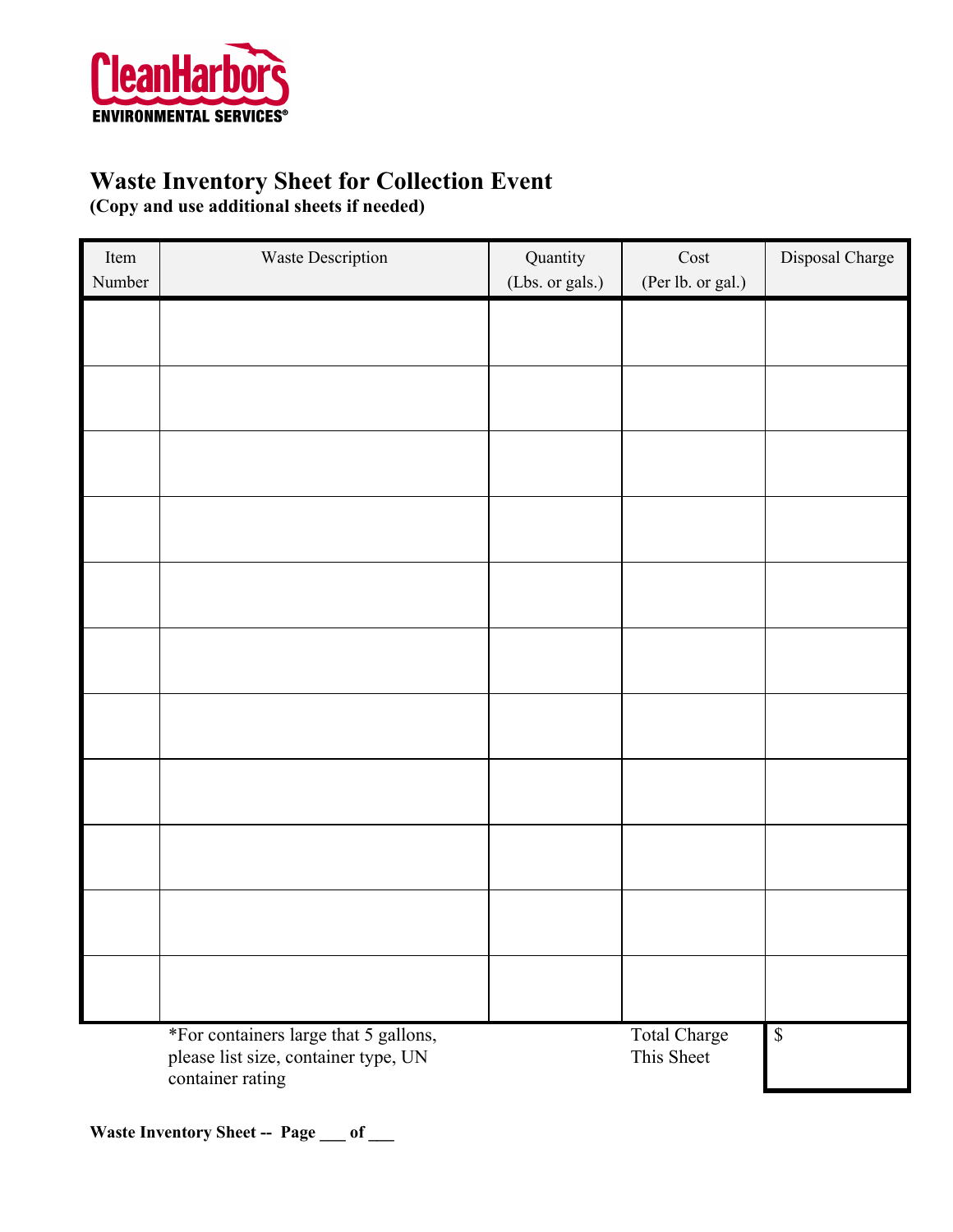CleanHarbors
ENVIRONMENTAL SERVICES®

# Waste Inventory Sheet for Collection Event

**(Copy and use additional sheets if needed)**

| Item Number | Waste Description | Quantity (Lbs. or gals.) | Cost (Per lb. or gal.) | Disposal Charge |
|---|---|---|---|---|
| | | | | |
| | | | | |
| | | | | |
| | | | | |
| | | | | |
| | | | | |
| | | | | |
| | | | | |
| | | | | |
| | | | | |
| | | | | |
| | *For containers large that 5 gallons, please list size, container type, UN container rating | | Total Charge This Sheet | $ |

**Waste Inventory Sheet -- Page ___ of ___**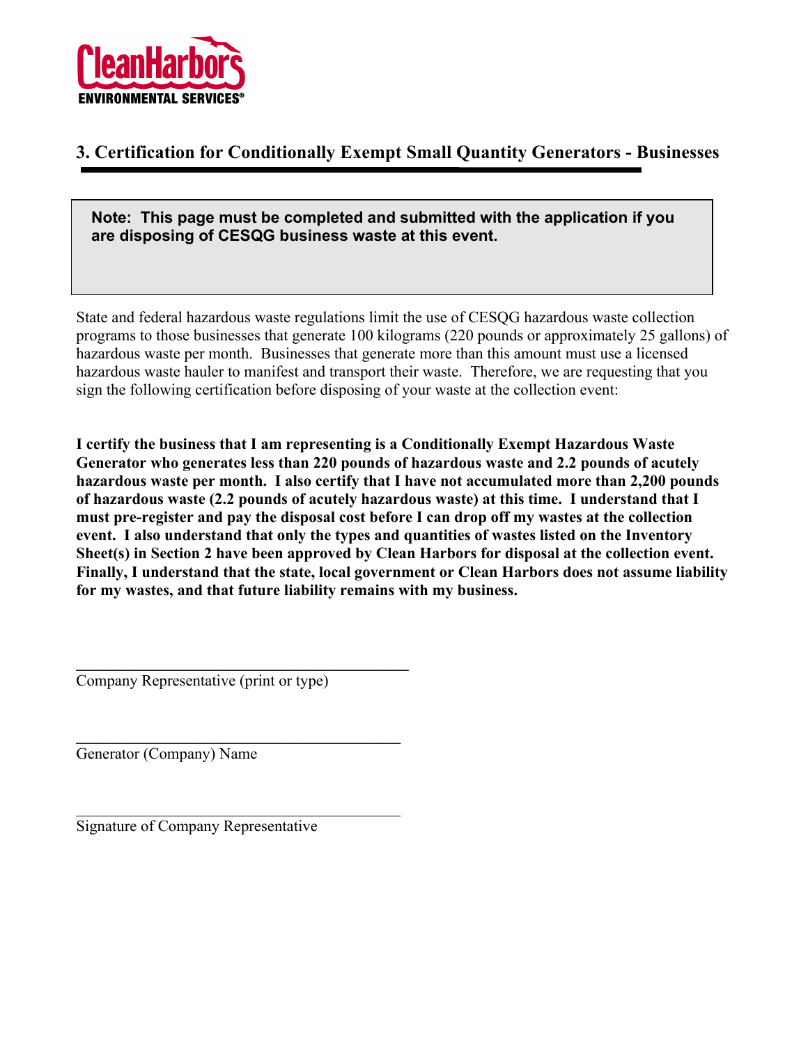CleanHarbors
ENVIRONMENTAL SERVICES®

## 3. Certification for Conditionally Exempt Small Quantity Generators - Businesses

**Note: This page must be completed and submitted with the application if you are disposing of CESQG business waste at this event.**

State and federal hazardous waste regulations limit the use of CESQG hazardous waste collection programs to those businesses that generate 100 kilograms (220 pounds or approximately 25 gallons) of hazardous waste per month. Businesses that generate more than this amount must use a licensed hazardous waste hauler to manifest and transport their waste. Therefore, we are requesting that you sign the following certification before disposing of your waste at the collection event:

**I certify the business that I am representing is a Conditionally Exempt Hazardous Waste Generator who generates less than 220 pounds of hazardous waste and 2.2 pounds of acutely hazardous waste per month. I also certify that I have not accumulated more than 2,200 pounds of hazardous waste (2.2 pounds of acutely hazardous waste) at this time. I understand that I must pre-register and pay the disposal cost before I can drop off my wastes at the collection event. I also understand that only the types and quantities of wastes listed on the Inventory Sheet(s) in Section 2 have been approved by Clean Harbors for disposal at the collection event. Finally, I understand that the state, local government or Clean Harbors does not assume liability for my wastes, and that future liability remains with my business.**

\_\_\_\_\_\_\_\_\_\_\_\_\_\_\_\_\_\_\_\_\_\_\_\_\_\_\_\_\_\_\_\_\_\_\_\_\_\_\_\_
Company Representative (print or type)

\_\_\_\_\_\_\_\_\_\_\_\_\_\_\_\_\_\_\_\_\_\_\_\_\_\_\_\_\_\_\_\_\_\_\_\_\_\_\_\_
Generator (Company) Name

\_\_\_\_\_\_\_\_\_\_\_\_\_\_\_\_\_\_\_\_\_\_\_\_\_\_\_\_\_\_\_\_\_\_\_\_\_\_\_\_
Signature of Company Representative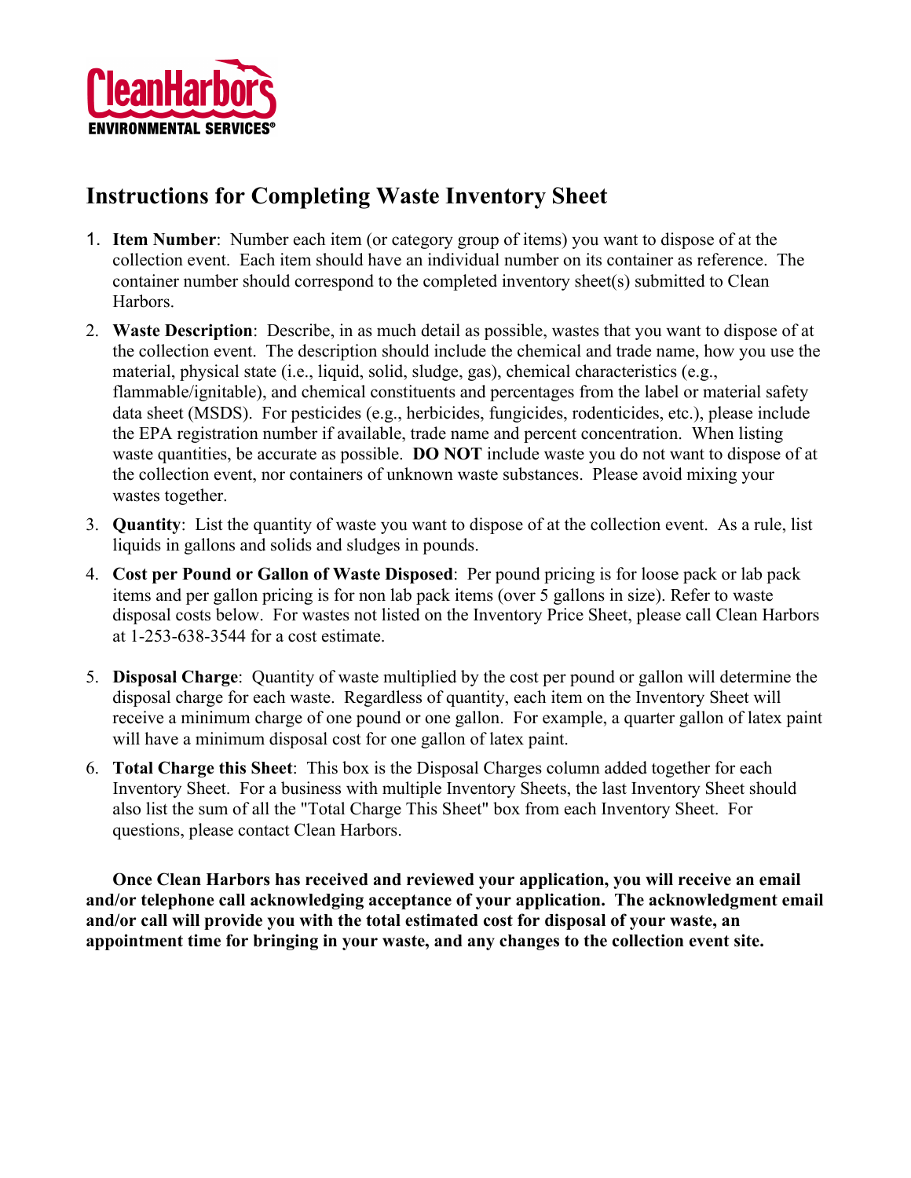**CleanHarbors**
**ENVIRONMENTAL SERVICES®**

# Instructions for Completing Waste Inventory Sheet

1. **Item Number**: Number each item (or category group of items) you want to dispose of at the collection event. Each item should have an individual number on its container as reference. The container number should correspond to the completed inventory sheet(s) submitted to Clean Harbors.
2. **Waste Description**: Describe, in as much detail as possible, wastes that you want to dispose of at the collection event. The description should include the chemical and trade name, how you use the material, physical state (i.e., liquid, solid, sludge, gas), chemical characteristics (e.g., flammable/ignitable), and chemical constituents and percentages from the label or material safety data sheet (MSDS). For pesticides (e.g., herbicides, fungicides, rodenticides, etc.), please include the EPA registration number if available, trade name and percent concentration. When listing waste quantities, be accurate as possible. **DO NOT** include waste you do not want to dispose of at the collection event, nor containers of unknown waste substances. Please avoid mixing your wastes together.
3. **Quantity**: List the quantity of waste you want to dispose of at the collection event. As a rule, list liquids in gallons and solids and sludges in pounds.
4. **Cost per Pound or Gallon of Waste Disposed**: Per pound pricing is for loose pack or lab pack items and per gallon pricing is for non lab pack items (over 5 gallons in size). Refer to waste disposal costs below. For wastes not listed on the Inventory Price Sheet, please call Clean Harbors at 1-253-638-3544 for a cost estimate.
5. **Disposal Charge**: Quantity of waste multiplied by the cost per pound or gallon will determine the disposal charge for each waste. Regardless of quantity, each item on the Inventory Sheet will receive a minimum charge of one pound or one gallon. For example, a quarter gallon of latex paint will have a minimum disposal cost for one gallon of latex paint.
6. **Total Charge this Sheet**: This box is the Disposal Charges column added together for each Inventory Sheet. For a business with multiple Inventory Sheets, the last Inventory Sheet should also list the sum of all the "Total Charge This Sheet" box from each Inventory Sheet. For questions, please contact Clean Harbors.

**Once Clean Harbors has received and reviewed your application, you will receive an email and/or telephone call acknowledging acceptance of your application. The acknowledgment email and/or call will provide you with the total estimated cost for disposal of your waste, an appointment time for bringing in your waste, and any changes to the collection event site.**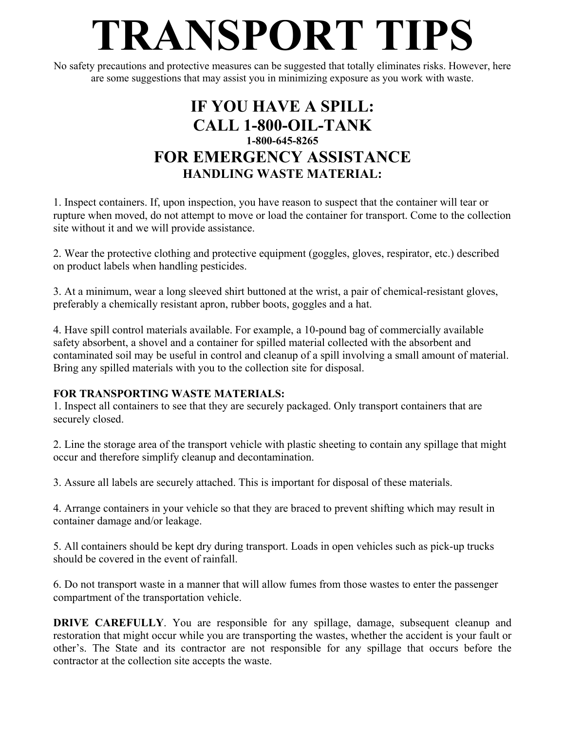# TRANSPORT TIPS

No safety precautions and protective measures can be suggested that totally eliminates risks. However, here are some suggestions that may assist you in minimizing exposure as you work with waste.

## IF YOU HAVE A SPILL:
## CALL 1-800-OIL-TANK

**1-800-645-8265**

## FOR EMERGENCY ASSISTANCE

### HANDLING WASTE MATERIAL:

1. Inspect containers. If, upon inspection, you have reason to suspect that the container will tear or rupture when moved, do not attempt to move or load the container for transport. Come to the collection site without it and we will provide assistance.

2. Wear the protective clothing and protective equipment (goggles, gloves, respirator, etc.) described on product labels when handling pesticides.

3. At a minimum, wear a long sleeved shirt buttoned at the wrist, a pair of chemical-resistant gloves, preferably a chemically resistant apron, rubber boots, goggles and a hat.

4. Have spill control materials available. For example, a 10-pound bag of commercially available safety absorbent, a shovel and a container for spilled material collected with the absorbent and contaminated soil may be useful in control and cleanup of a spill involving a small amount of material. Bring any spilled materials with you to the collection site for disposal.

**FOR TRANSPORTING WASTE MATERIALS:**

1. Inspect all containers to see that they are securely packaged. Only transport containers that are securely closed.

2. Line the storage area of the transport vehicle with plastic sheeting to contain any spillage that might occur and therefore simplify cleanup and decontamination.

3. Assure all labels are securely attached. This is important for disposal of these materials.

4. Arrange containers in your vehicle so that they are braced to prevent shifting which may result in container damage and/or leakage.

5. All containers should be kept dry during transport. Loads in open vehicles such as pick-up trucks should be covered in the event of rainfall.

6. Do not transport waste in a manner that will allow fumes from those wastes to enter the passenger compartment of the transportation vehicle.

**DRIVE CAREFULLY**. You are responsible for any spillage, damage, subsequent cleanup and restoration that might occur while you are transporting the wastes, whether the accident is your fault or other's. The State and its contractor are not responsible for any spillage that occurs before the contractor at the collection site accepts the waste.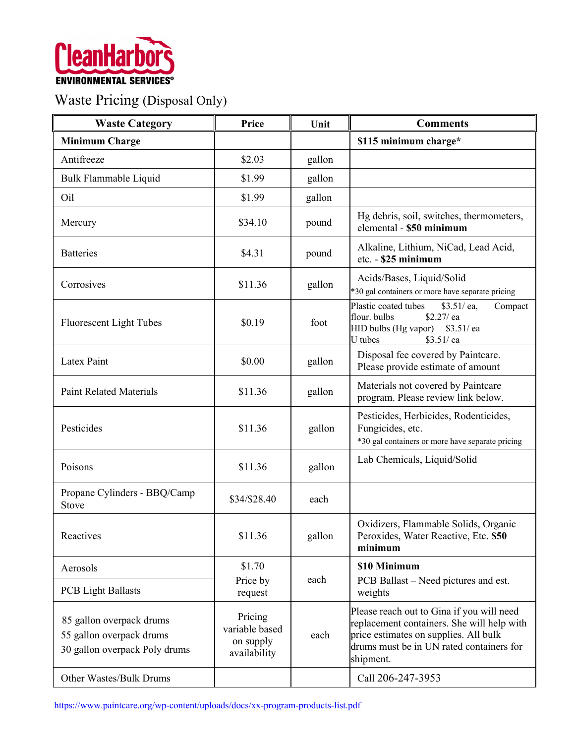Clean Harbors
ENVIRONMENTAL SERVICES®

# Waste Pricing (Disposal Only)

| Waste Category | Price | Unit | Comments |
|---|---|---|---|
| **Minimum Charge** | | | **$115 minimum charge*** |
| Antifreeze | $2.03 | gallon | |
| Bulk Flammable Liquid | $1.99 | gallon | |
| Oil | $1.99 | gallon | |
| Mercury | $34.10 | pound | Hg debris, soil, switches, thermometers, elemental - **$50 minimum** |
| Batteries | $4.31 | pound | Alkaline, Lithium, NiCad, Lead Acid, etc. - **$25 minimum** |
| Corrosives | $11.36 | gallon | Acids/Bases, Liquid/Solid *30 gal containers or more have separate pricing |
| Fluorescent Light Tubes | $0.19 | foot | Plastic coated tubes $3.51/ ea, Compact flour. bulbs $2.27/ ea HID bulbs (Hg vapor) $3.51/ ea U tubes $3.51/ ea |
| Latex Paint | $0.00 | gallon | Disposal fee covered by Paintcare. Please provide estimate of amount |
| Paint Related Materials | $11.36 | gallon | Materials not covered by Paintcare program. Please review link below. |
| Pesticides | $11.36 | gallon | Pesticides, Herbicides, Rodenticides, Fungicides, etc. *30 gal containers or more have separate pricing |
| Poisons | $11.36 | gallon | Lab Chemicals, Liquid/Solid |
| Propane Cylinders - BBQ/Camp Stove | $34/$28.40 | each | |
| Reactives | $11.36 | gallon | Oxidizers, Flammable Solids, Organic Peroxides, Water Reactive, Etc. **$50 minimum** |
| Aerosols | $1.70 | each | **$10 Minimum** |
| PCB Light Ballasts | Price by request | each | PCB Ballast – Need pictures and est. weights |
| 85 gallon overpack drums<br>55 gallon overpack drums<br>30 gallon overpack Poly drums | Pricing variable based on supply availability | each | Please reach out to Gina if you will need replacement containers. She will help with price estimates on supplies. All bulk drums must be in UN rated containers for shipment. |
| Other Wastes/Bulk Drums | | | Call 206-247-3953 |

https://www.paintcare.org/wp-content/uploads/docs/xx-program-products-list.pdf